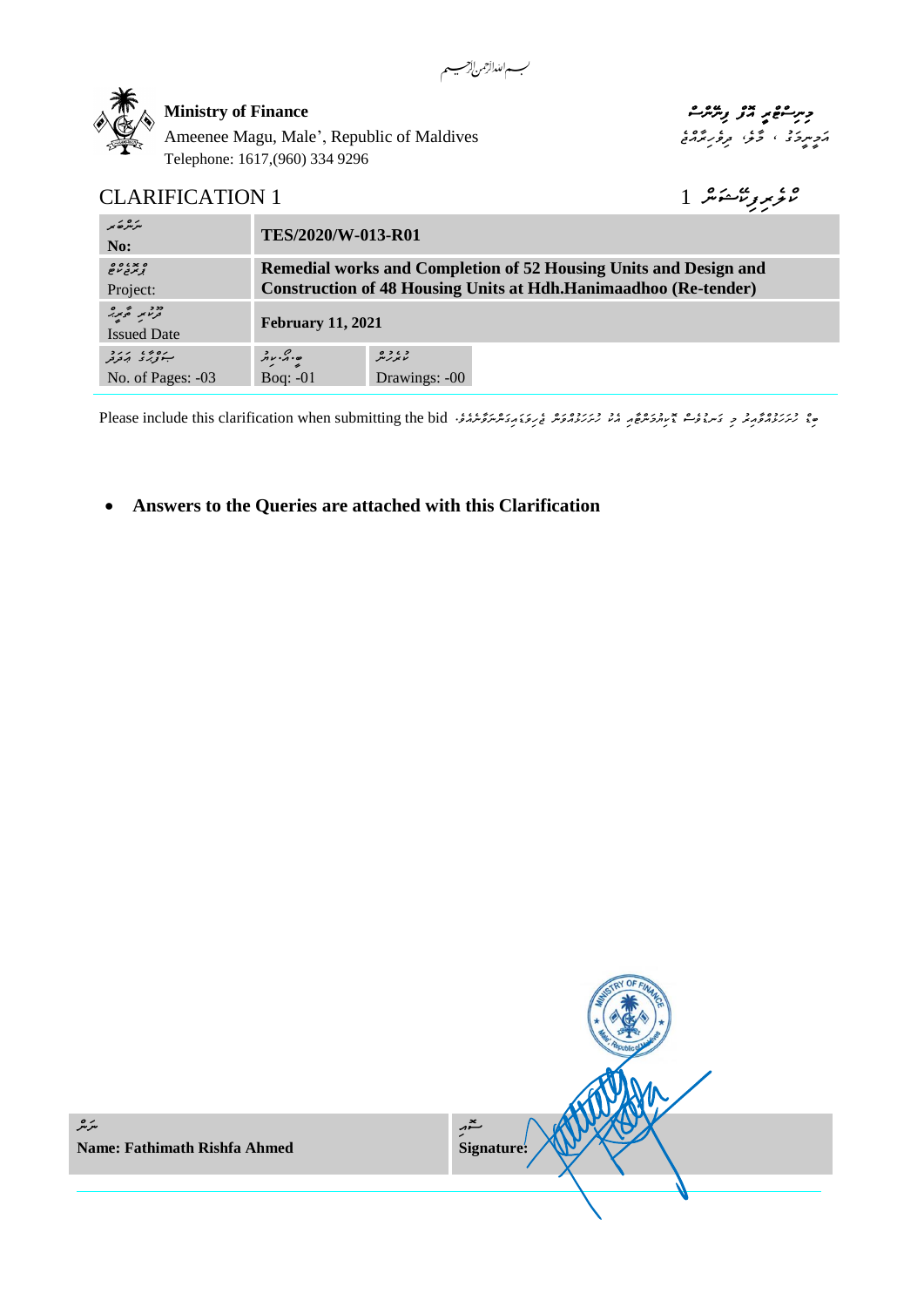بسم الله الرحمن الرحيم

**Ministry of Finance**
Ameenee Magu, Male', Republic of Maldives
Telephone: 1617,(960) 334 9296

މިނިސްޓްރީ އޮފް ފިނޭންސް
އަމީނީމަގު ، މާލެ، ދިވެހިރާއްޖެ

## CLARIFICATION 1

ކްލެރިފިކޭޝަން 1

| No: | TES/2020/W-013-R01 | |
|---|---|---|
| Project: | **Remedial works and Completion of 52 Housing Units and Design and Construction of 48 Housing Units at Hdh.Hanimaadhoo (Re-tender)** | |
| Issued Date | **February 11, 2021** | |
| No. of Pages: -03 | Boq: -01 | Drawings: -00 |

Please include this clarification when submitting the bid

- **Answers to the Queries are attached with this Clarification**

| **Name: Fathimath Rishfa Ahmed** | **Signature:** |
|---|---|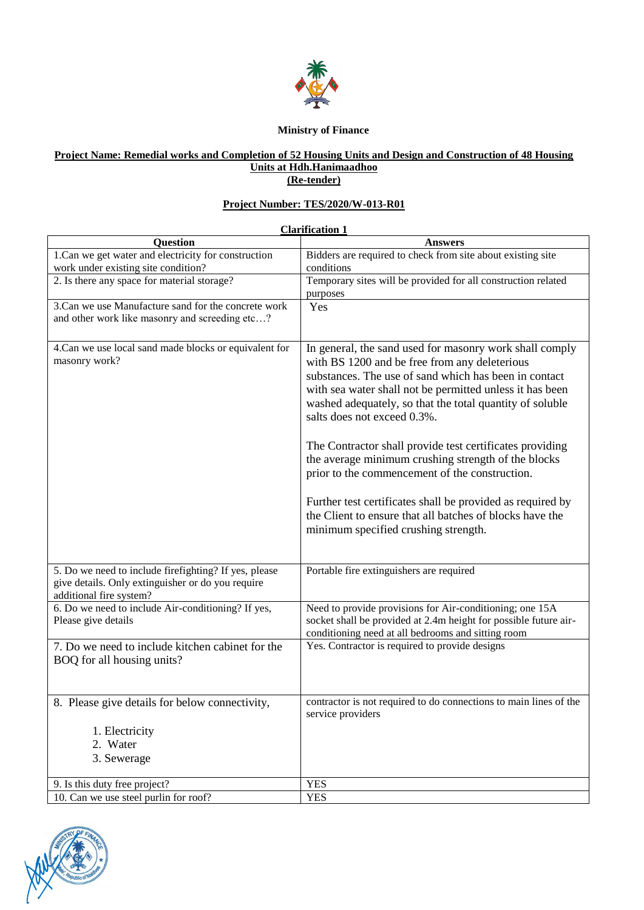**Ministry of Finance**

**Project Name: Remedial works and Completion of 52 Housing Units and Design and Construction of 48 Housing Units at Hdh.Hanimaadhoo**
**(Re-tender)**

**Project Number: TES/2020/W-013-R01**

**Clarification 1**

| Question | Answers |
|---|---|
| 1.Can we get water and electricity for construction work under existing site condition? | Bidders are required to check from site about existing site conditions |
| 2. Is there any space for material storage? | Temporary sites will be provided for all construction related purposes |
| 3.Can we use Manufacture sand for the concrete work and other work like masonry and screeding etc…? | Yes |
| 4.Can we use local sand made blocks or equivalent for masonry work? | In general, the sand used for masonry work shall comply with BS 1200 and be free from any deleterious substances. The use of sand which has been in contact with sea water shall not be permitted unless it has been washed adequately, so that the total quantity of soluble salts does not exceed 0.3%.<br><br>The Contractor shall provide test certificates providing the average minimum crushing strength of the blocks prior to the commencement of the construction.<br><br>Further test certificates shall be provided as required by the Client to ensure that all batches of blocks have the minimum specified crushing strength. |
| 5. Do we need to include firefighting? If yes, please give details. Only extinguisher or do you require additional fire system? | Portable fire extinguishers are required |
| 6. Do we need to include Air-conditioning? If yes, Please give details | Need to provide provisions for Air-conditioning; one 15A socket shall be provided at 2.4m height for possible future air-conditioning need at all bedrooms and sitting room |
| 7. Do we need to include kitchen cabinet for the BOQ for all housing units? | Yes. Contractor is required to provide designs |
| 8. Please give details for below connectivity,<br>1. Electricity<br>2. Water<br>3. Sewerage | contractor is not required to do connections to main lines of the service providers |
| 9. Is this duty free project? | YES |
| 10. Can we use steel purlin for roof? | YES |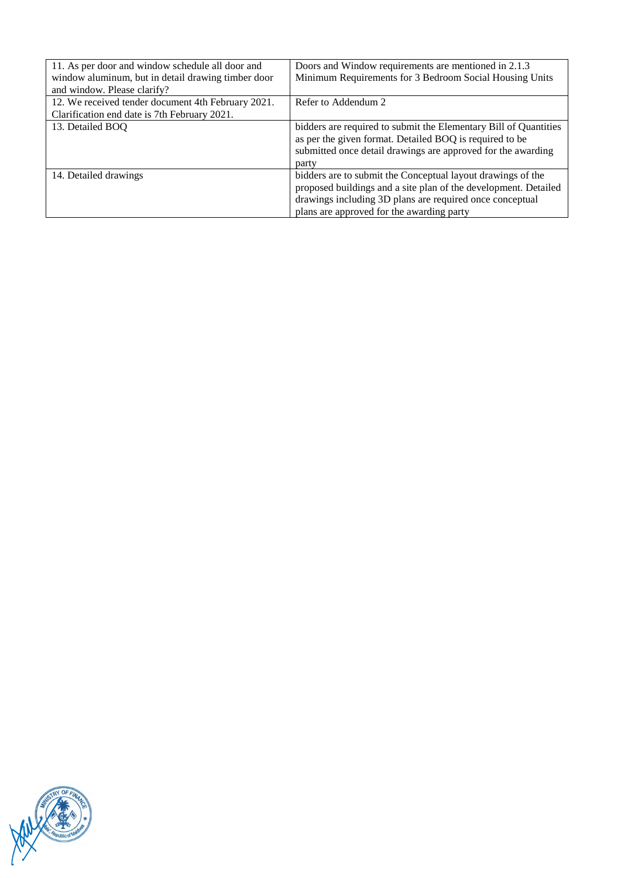| | |
|---|---|
| 11. As per door and window schedule all door and window aluminum, but in detail drawing timber door and window. Please clarify? | Doors and Window requirements are mentioned in 2.1.3 Minimum Requirements for 3 Bedroom Social Housing Units |
| 12. We received tender document 4th February 2021. Clarification end date is 7th February 2021. | Refer to Addendum 2 |
| 13. Detailed BOQ | bidders are required to submit the Elementary Bill of Quantities as per the given format. Detailed BOQ is required to be submitted once detail drawings are approved for the awarding party |
| 14. Detailed drawings | bidders are to submit the Conceptual layout drawings of the proposed buildings and a site plan of the development. Detailed drawings including 3D plans are required once conceptual plans are approved for the awarding party |